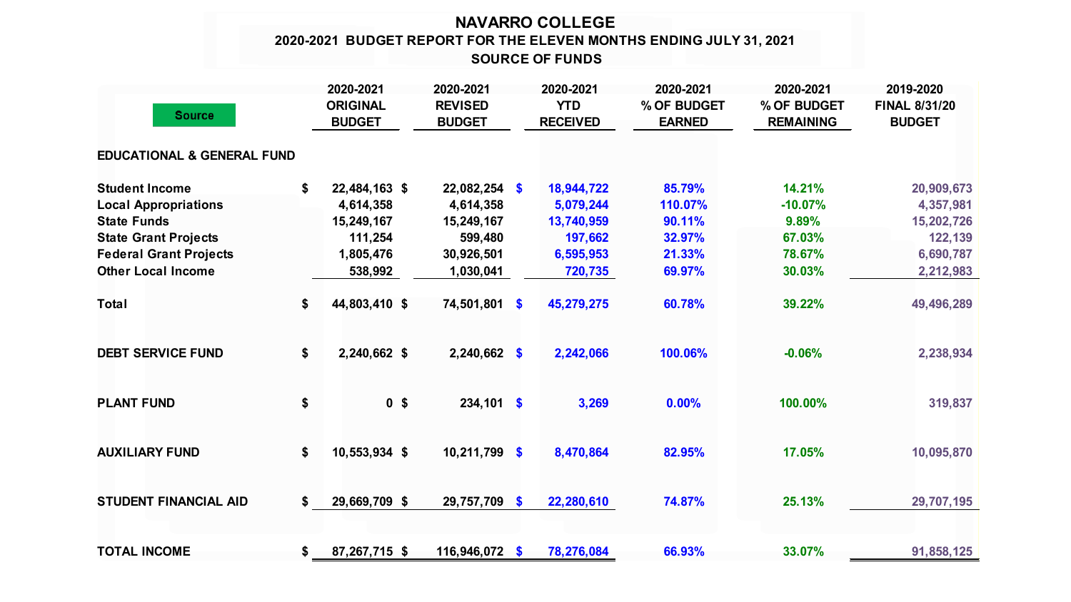# NAVARRO COLLEGE

## 2020-2021 BUDGET REPORT FOR THE ELEVEN MONTHS ENDING JULY 31, 2021

## SOURCE OF FUNDS

| Source | 2020-2021 ORIGINAL BUDGET | 2020-2021 REVISED BUDGET | 2020-2021 YTD RECEIVED | 2020-2021 % OF BUDGET EARNED | 2020-2021 % OF BUDGET REMAINING | 2019-2020 FINAL 8/31/20 BUDGET |
|---|---|---|---|---|---|---|
| **EDUCATIONAL & GENERAL FUND** | | | | | | |
| Student Income | $ 22,484,163 | $ 22,082,254 | $ 18,944,722 | 85.79% | 14.21% | 20,909,673 |
| Local Appropriations | 4,614,358 | 4,614,358 | 5,079,244 | 110.07% | -10.07% | 4,357,981 |
| State Funds | 15,249,167 | 15,249,167 | 13,740,959 | 90.11% | 9.89% | 15,202,726 |
| State Grant Projects | 111,254 | 599,480 | 197,662 | 32.97% | 67.03% | 122,139 |
| Federal Grant Projects | 1,805,476 | 30,926,501 | 6,595,953 | 21.33% | 78.67% | 6,690,787 |
| Other Local Income | 538,992 | 1,030,041 | 720,735 | 69.97% | 30.03% | 2,212,983 |
| Total | $ 44,803,410 | $ 74,501,801 | $ 45,279,275 | 60.78% | 39.22% | 49,496,289 |
| **DEBT SERVICE FUND** | $ 2,240,662 | $ 2,240,662 | $ 2,242,066 | 100.06% | -0.06% | 2,238,934 |
| **PLANT FUND** | $ 0 | $ 234,101 | $ 3,269 | 0.00% | 100.00% | 319,837 |
| **AUXILIARY FUND** | $ 10,553,934 | $ 10,211,799 | $ 8,470,864 | 82.95% | 17.05% | 10,095,870 |
| **STUDENT FINANCIAL AID** | $ 29,669,709 | $ 29,757,709 | $ 22,280,610 | 74.87% | 25.13% | 29,707,195 |
| **TOTAL INCOME** | $ 87,267,715 | $ 116,946,072 | $ 78,276,084 | 66.93% | 33.07% | 91,858,125 |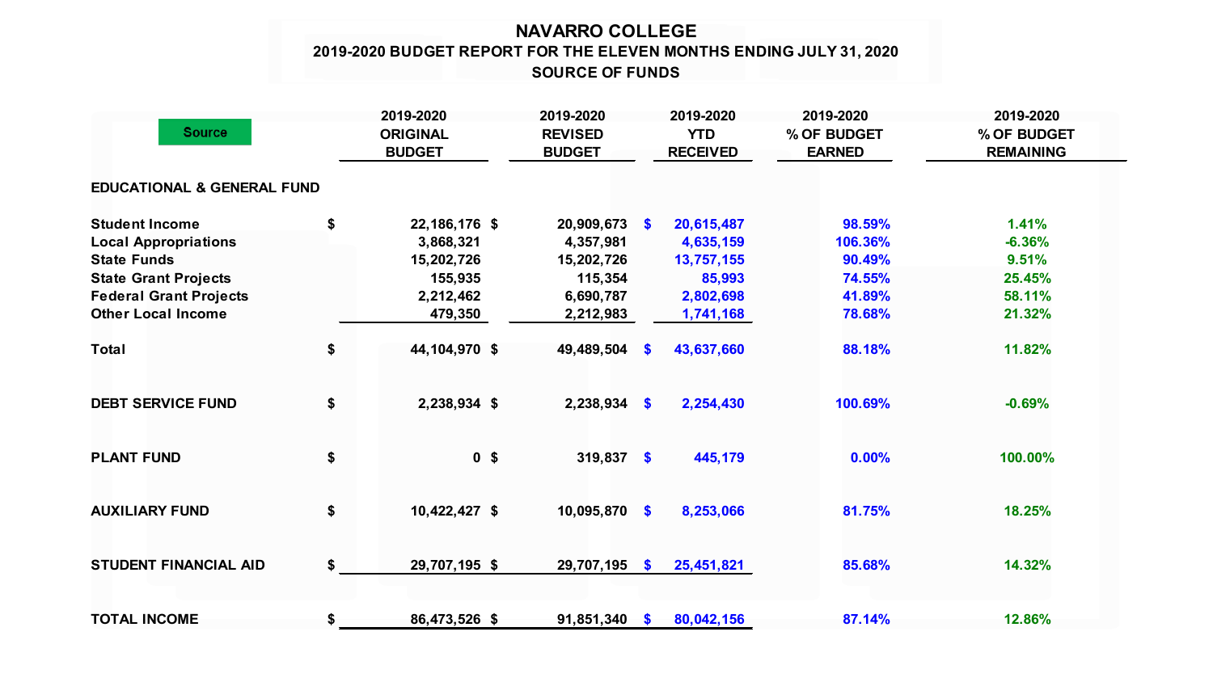# NAVARRO COLLEGE

## 2019-2020 BUDGET REPORT FOR THE ELEVEN MONTHS ENDING JULY 31, 2020

### SOURCE OF FUNDS

| Source | 2019-2020 ORIGINAL BUDGET | 2019-2020 REVISED BUDGET | 2019-2020 YTD RECEIVED | 2019-2020 % OF BUDGET EARNED | 2019-2020 % OF BUDGET REMAINING |
|---|---|---|---|---|---|
| **EDUCATIONAL & GENERAL FUND** | | | | | |
| Student Income | $ 22,186,176 | $ 20,909,673 | $ 20,615,487 | 98.59% | 1.41% |
| Local Appropriations | 3,868,321 | 4,357,981 | 4,635,159 | 106.36% | -6.36% |
| State Funds | 15,202,726 | 15,202,726 | 13,757,155 | 90.49% | 9.51% |
| State Grant Projects | 155,935 | 115,354 | 85,993 | 74.55% | 25.45% |
| Federal Grant Projects | 2,212,462 | 6,690,787 | 2,802,698 | 41.89% | 58.11% |
| Other Local Income | 479,350 | 2,212,983 | 1,741,168 | 78.68% | 21.32% |
| Total | $ 44,104,970 | $ 49,489,504 | $ 43,637,660 | 88.18% | 11.82% |
| **DEBT SERVICE FUND** | $ 2,238,934 | $ 2,238,934 | $ 2,254,430 | 100.69% | -0.69% |
| **PLANT FUND** | $ 0 | $ 319,837 | $ 445,179 | 0.00% | 100.00% |
| **AUXILIARY FUND** | $ 10,422,427 | $ 10,095,870 | $ 8,253,066 | 81.75% | 18.25% |
| **STUDENT FINANCIAL AID** | $ 29,707,195 | $ 29,707,195 | $ 25,451,821 | 85.68% | 14.32% |
| **TOTAL INCOME** | $ 86,473,526 | $ 91,851,340 | $ 80,042,156 | 87.14% | 12.86% |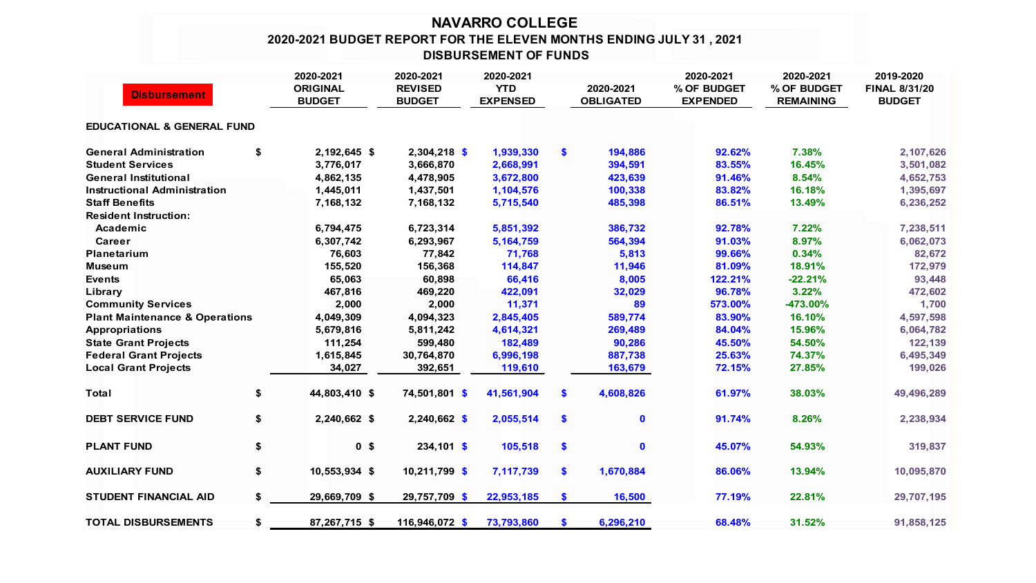# NAVARRO COLLEGE

## 2020-2021 BUDGET REPORT FOR THE ELEVEN MONTHS ENDING JULY 31 , 2021

## DISBURSEMENT OF FUNDS

| Disbursement | 2020-2021 ORIGINAL BUDGET | 2020-2021 REVISED BUDGET | 2020-2021 YTD EXPENSED | 2020-2021 OBLIGATED | 2020-2021 % OF BUDGET EXPENDED | 2020-2021 % OF BUDGET REMAINING | 2019-2020 FINAL 8/31/20 BUDGET |
|---|---|---|---|---|---|---|---|
| **EDUCATIONAL & GENERAL FUND** | | | | | | | |
| General Administration | $ 2,192,645 | $ 2,304,218 | $ 1,939,330 | $ 194,886 | 92.62% | 7.38% | 2,107,626 |
| Student Services | 3,776,017 | 3,666,870 | 2,668,991 | 394,591 | 83.55% | 16.45% | 3,501,082 |
| General Institutional | 4,862,135 | 4,478,905 | 3,672,800 | 423,639 | 91.46% | 8.54% | 4,652,753 |
| Instructional Administration | 1,445,011 | 1,437,501 | 1,104,576 | 100,338 | 83.82% | 16.18% | 1,395,697 |
| Staff Benefits | 7,168,132 | 7,168,132 | 5,715,540 | 485,398 | 86.51% | 13.49% | 6,236,252 |
| Resident Instruction: | | | | | | | |
| Academic | 6,794,475 | 6,723,314 | 5,851,392 | 386,732 | 92.78% | 7.22% | 7,238,511 |
| Career | 6,307,742 | 6,293,967 | 5,164,759 | 564,394 | 91.03% | 8.97% | 6,062,073 |
| Planetarium | 76,603 | 77,842 | 71,768 | 5,813 | 99.66% | 0.34% | 82,672 |
| Museum | 155,520 | 156,368 | 114,847 | 11,946 | 81.09% | 18.91% | 172,979 |
| Events | 65,063 | 60,898 | 66,416 | 8,005 | 122.21% | -22.21% | 93,448 |
| Library | 467,816 | 469,220 | 422,091 | 32,029 | 96.78% | 3.22% | 472,602 |
| Community Services | 2,000 | 2,000 | 11,371 | 89 | 573.00% | -473.00% | 1,700 |
| Plant Maintenance & Operations | 4,049,309 | 4,094,323 | 2,845,405 | 589,774 | 83.90% | 16.10% | 4,597,598 |
| Appropriations | 5,679,816 | 5,811,242 | 4,614,321 | 269,489 | 84.04% | 15.96% | 6,064,782 |
| State Grant Projects | 111,254 | 599,480 | 182,489 | 90,286 | 45.50% | 54.50% | 122,139 |
| Federal Grant Projects | 1,615,845 | 30,764,870 | 6,996,198 | 887,738 | 25.63% | 74.37% | 6,495,349 |
| Local Grant Projects | 34,027 | 392,651 | 119,610 | 163,679 | 72.15% | 27.85% | 199,026 |
| **Total** | $ 44,803,410 | $ 74,501,801 | $ 41,561,904 | $ 4,608,826 | 61.97% | 38.03% | 49,496,289 |
| **DEBT SERVICE FUND** | $ 2,240,662 | $ 2,240,662 | $ 2,055,514 | $ 0 | 91.74% | 8.26% | 2,238,934 |
| **PLANT FUND** | $ 0 | $ 234,101 | $ 105,518 | $ 0 | 45.07% | 54.93% | 319,837 |
| **AUXILIARY FUND** | $ 10,553,934 | $ 10,211,799 | $ 7,117,739 | $ 1,670,884 | 86.06% | 13.94% | 10,095,870 |
| **STUDENT FINANCIAL AID** | $ 29,669,709 | $ 29,757,709 | $ 22,953,185 | $ 16,500 | 77.19% | 22.81% | 29,707,195 |
| **TOTAL DISBURSEMENTS** | $ 87,267,715 | $ 116,946,072 | $ 73,793,860 | $ 6,296,210 | 68.48% | 31.52% | 91,858,125 |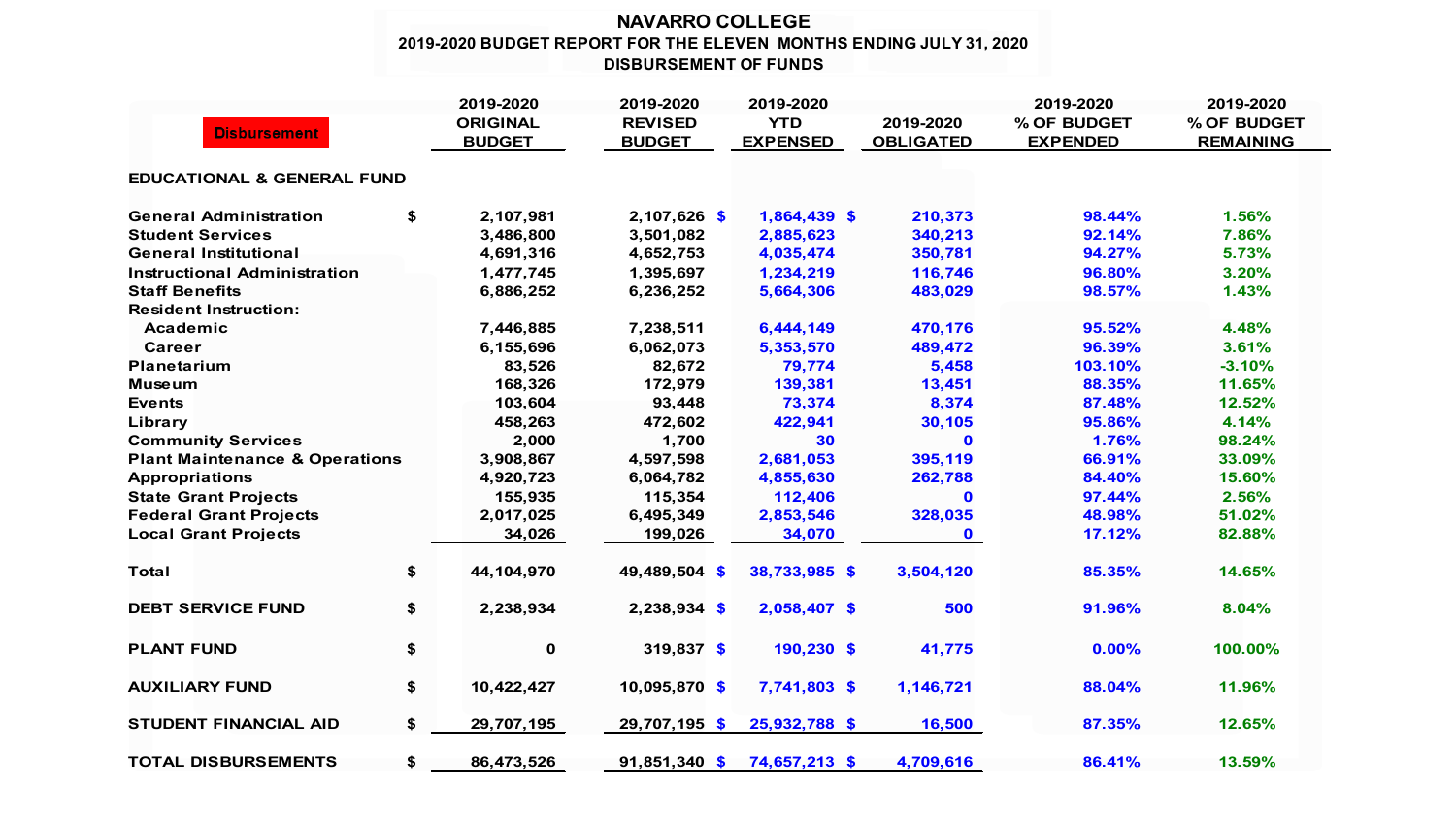# NAVARRO COLLEGE

## 2019-2020 BUDGET REPORT FOR THE ELEVEN MONTHS ENDING JULY 31, 2020

## DISBURSEMENT OF FUNDS

| Disbursement | | 2019-2020 ORIGINAL BUDGET | 2019-2020 REVISED BUDGET | | 2019-2020 YTD EXPENSED | | 2019-2020 OBLIGATED | 2019-2020 % OF BUDGET EXPENDED | 2019-2020 % OF BUDGET REMAINING |
|---|---|---|---|---|---|---|---|---|---|
| **EDUCATIONAL & GENERAL FUND** | | | | | | | | | |
| General Administration | $ | 2,107,981 | 2,107,626 | $ | 1,864,439 | $ | 210,373 | 98.44% | 1.56% |
| Student Services | | 3,486,800 | 3,501,082 | | 2,885,623 | | 340,213 | 92.14% | 7.86% |
| General Institutional | | 4,691,316 | 4,652,753 | | 4,035,474 | | 350,781 | 94.27% | 5.73% |
| Instructional Administration | | 1,477,745 | 1,395,697 | | 1,234,219 | | 116,746 | 96.80% | 3.20% |
| Staff Benefits | | 6,886,252 | 6,236,252 | | 5,664,306 | | 483,029 | 98.57% | 1.43% |
| Resident Instruction: | | | | | | | | | |
| Academic | | 7,446,885 | 7,238,511 | | 6,444,149 | | 470,176 | 95.52% | 4.48% |
| Career | | 6,155,696 | 6,062,073 | | 5,353,570 | | 489,472 | 96.39% | 3.61% |
| Planetarium | | 83,526 | 82,672 | | 79,774 | | 5,458 | 103.10% | -3.10% |
| Museum | | 168,326 | 172,979 | | 139,381 | | 13,451 | 88.35% | 11.65% |
| Events | | 103,604 | 93,448 | | 73,374 | | 8,374 | 87.48% | 12.52% |
| Library | | 458,263 | 472,602 | | 422,941 | | 30,105 | 95.86% | 4.14% |
| Community Services | | 2,000 | 1,700 | | 30 | | 0 | 1.76% | 98.24% |
| Plant Maintenance & Operations | | 3,908,867 | 4,597,598 | | 2,681,053 | | 395,119 | 66.91% | 33.09% |
| Appropriations | | 4,920,723 | 6,064,782 | | 4,855,630 | | 262,788 | 84.40% | 15.60% |
| State Grant Projects | | 155,935 | 115,354 | | 112,406 | | 0 | 97.44% | 2.56% |
| Federal Grant Projects | | 2,017,025 | 6,495,349 | | 2,853,546 | | 328,035 | 48.98% | 51.02% |
| Local Grant Projects | | 34,026 | 199,026 | | 34,070 | | 0 | 17.12% | 82.88% |
| **Total** | $ | 44,104,970 | 49,489,504 | $ | 38,733,985 | $ | 3,504,120 | 85.35% | 14.65% |
| **DEBT SERVICE FUND** | $ | 2,238,934 | 2,238,934 | $ | 2,058,407 | $ | 500 | 91.96% | 8.04% |
| **PLANT FUND** | $ | 0 | 319,837 | $ | 190,230 | $ | 41,775 | 0.00% | 100.00% |
| **AUXILIARY FUND** | $ | 10,422,427 | 10,095,870 | $ | 7,741,803 | $ | 1,146,721 | 88.04% | 11.96% |
| **STUDENT FINANCIAL AID** | $ | 29,707,195 | 29,707,195 | $ | 25,932,788 | $ | 16,500 | 87.35% | 12.65% |
| **TOTAL DISBURSEMENTS** | $ | 86,473,526 | 91,851,340 | $ | 74,657,213 | $ | 4,709,616 | 86.41% | 13.59% |